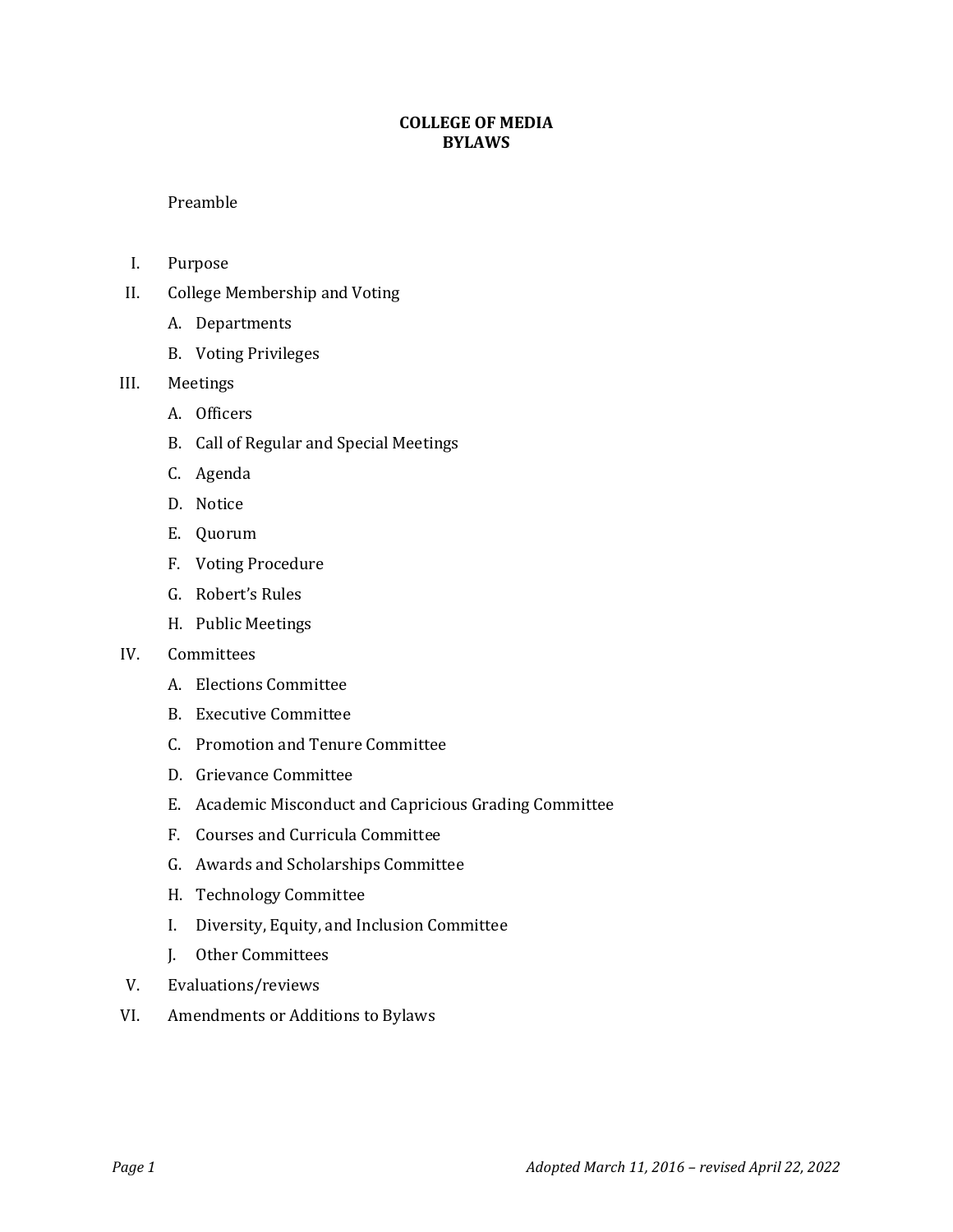# COLLEGE OF MEDIA
# BYLAWS

Preamble

I. Purpose

II. College Membership and Voting
   - A. Departments
   - B. Voting Privileges

III. Meetings
   - A. Officers
   - B. Call of Regular and Special Meetings
   - C. Agenda
   - D. Notice
   - E. Quorum
   - F. Voting Procedure
   - G. Robert's Rules
   - H. Public Meetings

IV. Committees
   - A. Elections Committee
   - B. Executive Committee
   - C. Promotion and Tenure Committee
   - D. Grievance Committee
   - E. Academic Misconduct and Capricious Grading Committee
   - F. Courses and Curricula Committee
   - G. Awards and Scholarships Committee
   - H. Technology Committee
   - I. Diversity, Equity, and Inclusion Committee
   - J. Other Committees

V. Evaluations/reviews

VI. Amendments or Additions to Bylaws

*Adopted March 11, 2016 – revised April 22, 2022*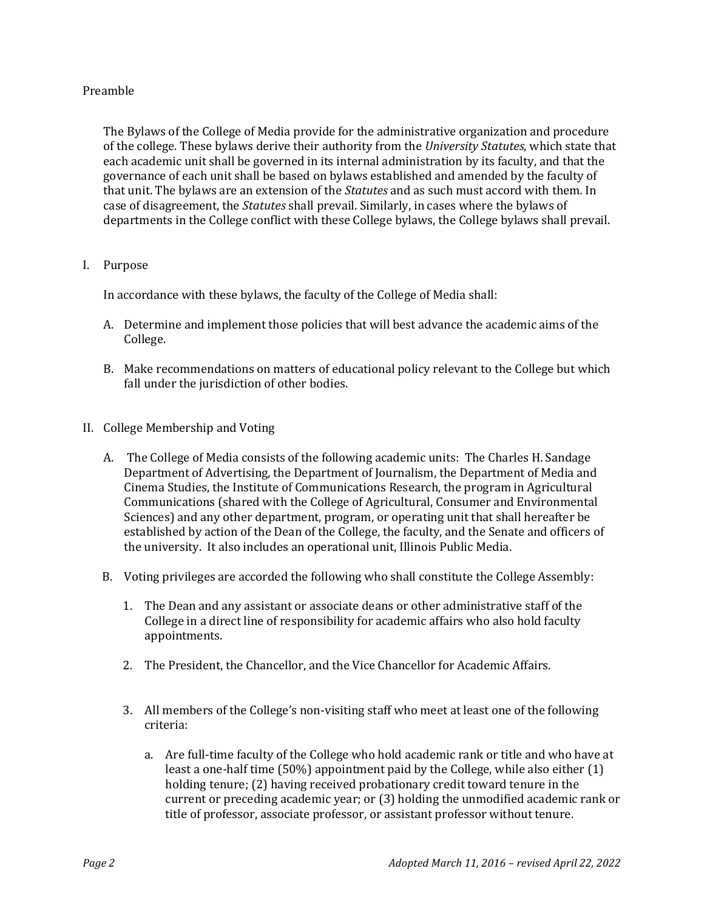## Preamble

The Bylaws of the College of Media provide for the administrative organization and procedure of the college. These bylaws derive their authority from the *University Statutes*, which state that each academic unit shall be governed in its internal administration by its faculty, and that the governance of each unit shall be based on bylaws established and amended by the faculty of that unit. The bylaws are an extension of the *Statutes* and as such must accord with them. In case of disagreement, the *Statutes* shall prevail. Similarly, in cases where the bylaws of departments in the College conflict with these College bylaws, the College bylaws shall prevail.

## I. Purpose

In accordance with these bylaws, the faculty of the College of Media shall:

A. Determine and implement those policies that will best advance the academic aims of the College.

B. Make recommendations on matters of educational policy relevant to the College but which fall under the jurisdiction of other bodies.

## II. College Membership and Voting

A. The College of Media consists of the following academic units: The Charles H. Sandage Department of Advertising, the Department of Journalism, the Department of Media and Cinema Studies, the Institute of Communications Research, the program in Agricultural Communications (shared with the College of Agricultural, Consumer and Environmental Sciences) and any other department, program, or operating unit that shall hereafter be established by action of the Dean of the College, the faculty, and the Senate and officers of the university. It also includes an operational unit, Illinois Public Media.

B. Voting privileges are accorded the following who shall constitute the College Assembly:

1. The Dean and any assistant or associate deans or other administrative staff of the College in a direct line of responsibility for academic affairs who also hold faculty appointments.

2. The President, the Chancellor, and the Vice Chancellor for Academic Affairs.

3. All members of the College's non-visiting staff who meet at least one of the following criteria:

   a. Are full-time faculty of the College who hold academic rank or title and who have at least a one-half time (50%) appointment paid by the College, while also either (1) holding tenure; (2) having received probationary credit toward tenure in the current or preceding academic year; or (3) holding the unmodified academic rank or title of professor, associate professor, or assistant professor without tenure.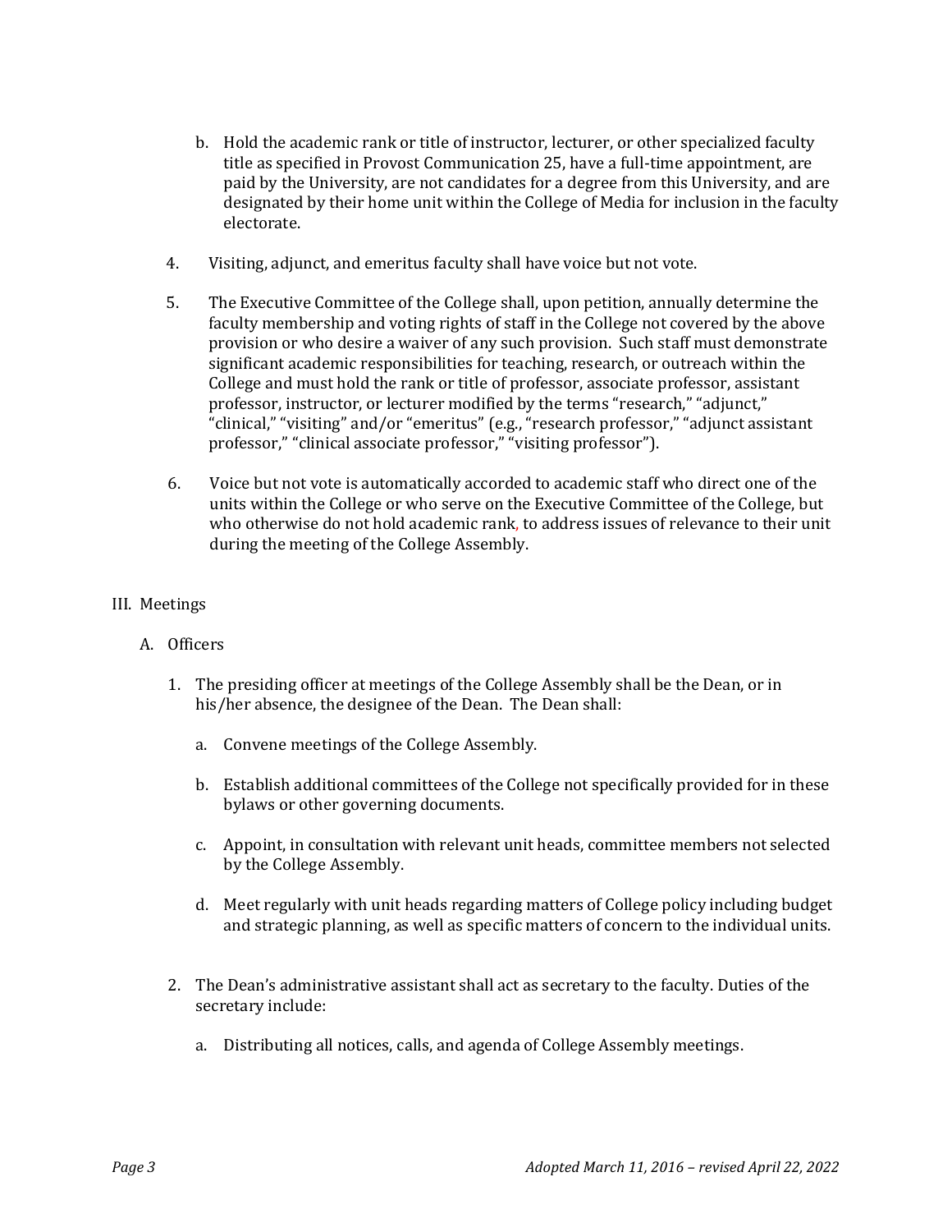b. Hold the academic rank or title of instructor, lecturer, or other specialized faculty title as specified in Provost Communication 25, have a full-time appointment, are paid by the University, are not candidates for a degree from this University, and are designated by their home unit within the College of Media for inclusion in the faculty electorate.

4. Visiting, adjunct, and emeritus faculty shall have voice but not vote.

5. The Executive Committee of the College shall, upon petition, annually determine the faculty membership and voting rights of staff in the College not covered by the above provision or who desire a waiver of any such provision. Such staff must demonstrate significant academic responsibilities for teaching, research, or outreach within the College and must hold the rank or title of professor, associate professor, assistant professor, instructor, or lecturer modified by the terms "research," "adjunct," "clinical," "visiting" and/or "emeritus" (e.g., "research professor," "adjunct assistant professor," "clinical associate professor," "visiting professor").

6. Voice but not vote is automatically accorded to academic staff who direct one of the units within the College or who serve on the Executive Committee of the College, but who otherwise do not hold academic rank, to address issues of relevance to their unit during the meeting of the College Assembly.

## III. Meetings

### A. Officers

1. The presiding officer at meetings of the College Assembly shall be the Dean, or in his/her absence, the designee of the Dean. The Dean shall:

   a. Convene meetings of the College Assembly.

   b. Establish additional committees of the College not specifically provided for in these bylaws or other governing documents.

   c. Appoint, in consultation with relevant unit heads, committee members not selected by the College Assembly.

   d. Meet regularly with unit heads regarding matters of College policy including budget and strategic planning, as well as specific matters of concern to the individual units.

2. The Dean's administrative assistant shall act as secretary to the faculty. Duties of the secretary include:

   a. Distributing all notices, calls, and agenda of College Assembly meetings.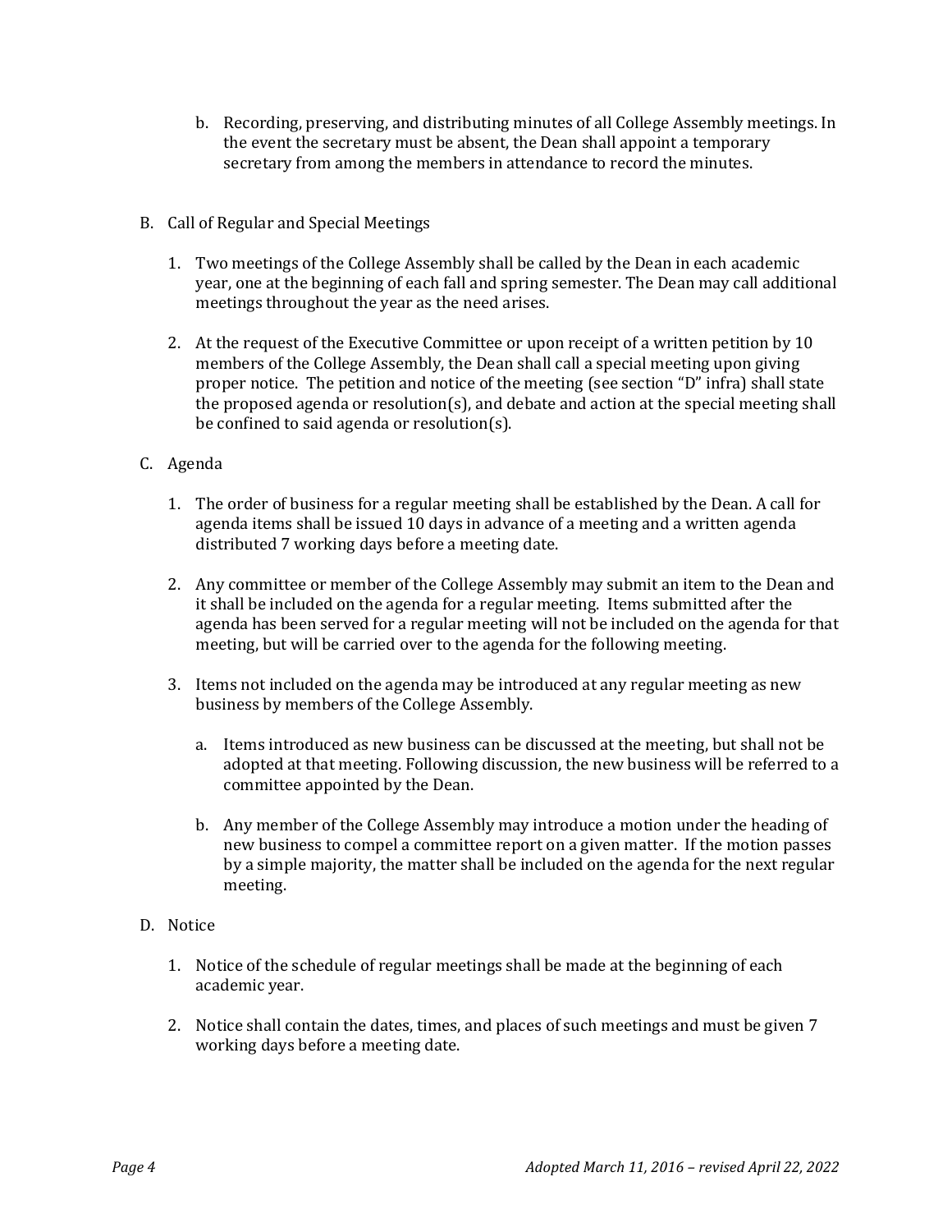b. Recording, preserving, and distributing minutes of all College Assembly meetings. In the event the secretary must be absent, the Dean shall appoint a temporary secretary from among the members in attendance to record the minutes.

B. Call of Regular and Special Meetings

1. Two meetings of the College Assembly shall be called by the Dean in each academic year, one at the beginning of each fall and spring semester. The Dean may call additional meetings throughout the year as the need arises.

2. At the request of the Executive Committee or upon receipt of a written petition by 10 members of the College Assembly, the Dean shall call a special meeting upon giving proper notice. The petition and notice of the meeting (see section "D" infra) shall state the proposed agenda or resolution(s), and debate and action at the special meeting shall be confined to said agenda or resolution(s).

C. Agenda

1. The order of business for a regular meeting shall be established by the Dean. A call for agenda items shall be issued 10 days in advance of a meeting and a written agenda distributed 7 working days before a meeting date.

2. Any committee or member of the College Assembly may submit an item to the Dean and it shall be included on the agenda for a regular meeting. Items submitted after the agenda has been served for a regular meeting will not be included on the agenda for that meeting, but will be carried over to the agenda for the following meeting.

3. Items not included on the agenda may be introduced at any regular meeting as new business by members of the College Assembly.

   a. Items introduced as new business can be discussed at the meeting, but shall not be adopted at that meeting. Following discussion, the new business will be referred to a committee appointed by the Dean.

   b. Any member of the College Assembly may introduce a motion under the heading of new business to compel a committee report on a given matter. If the motion passes by a simple majority, the matter shall be included on the agenda for the next regular meeting.

D. Notice

1. Notice of the schedule of regular meetings shall be made at the beginning of each academic year.

2. Notice shall contain the dates, times, and places of such meetings and must be given 7 working days before a meeting date.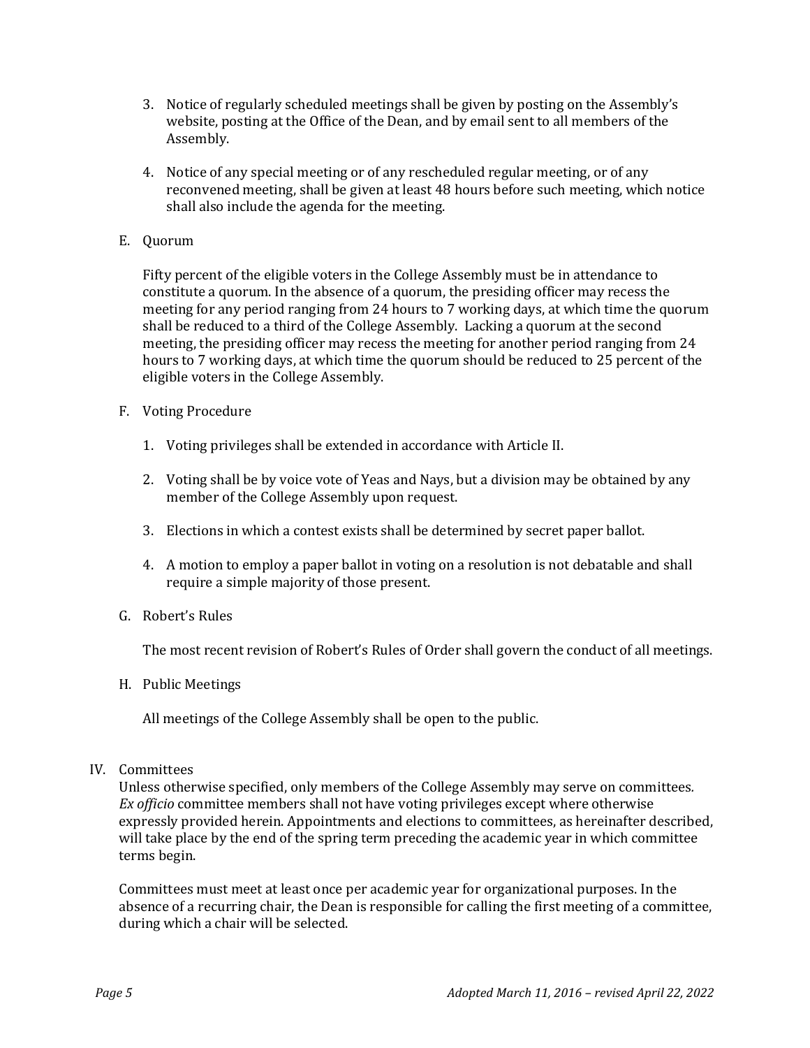3. Notice of regularly scheduled meetings shall be given by posting on the Assembly's website, posting at the Office of the Dean, and by email sent to all members of the Assembly.

4. Notice of any special meeting or of any rescheduled regular meeting, or of any reconvened meeting, shall be given at least 48 hours before such meeting, which notice shall also include the agenda for the meeting.

E. Quorum

Fifty percent of the eligible voters in the College Assembly must be in attendance to constitute a quorum. In the absence of a quorum, the presiding officer may recess the meeting for any period ranging from 24 hours to 7 working days, at which time the quorum shall be reduced to a third of the College Assembly. Lacking a quorum at the second meeting, the presiding officer may recess the meeting for another period ranging from 24 hours to 7 working days, at which time the quorum should be reduced to 25 percent of the eligible voters in the College Assembly.

F. Voting Procedure

1. Voting privileges shall be extended in accordance with Article II.

2. Voting shall be by voice vote of Yeas and Nays, but a division may be obtained by any member of the College Assembly upon request.

3. Elections in which a contest exists shall be determined by secret paper ballot.

4. A motion to employ a paper ballot in voting on a resolution is not debatable and shall require a simple majority of those present.

G. Robert's Rules

The most recent revision of Robert's Rules of Order shall govern the conduct of all meetings.

H. Public Meetings

All meetings of the College Assembly shall be open to the public.

IV. Committees

Unless otherwise specified, only members of the College Assembly may serve on committees. *Ex officio* committee members shall not have voting privileges except where otherwise expressly provided herein. Appointments and elections to committees, as hereinafter described, will take place by the end of the spring term preceding the academic year in which committee terms begin.

Committees must meet at least once per academic year for organizational purposes. In the absence of a recurring chair, the Dean is responsible for calling the first meeting of a committee, during which a chair will be selected.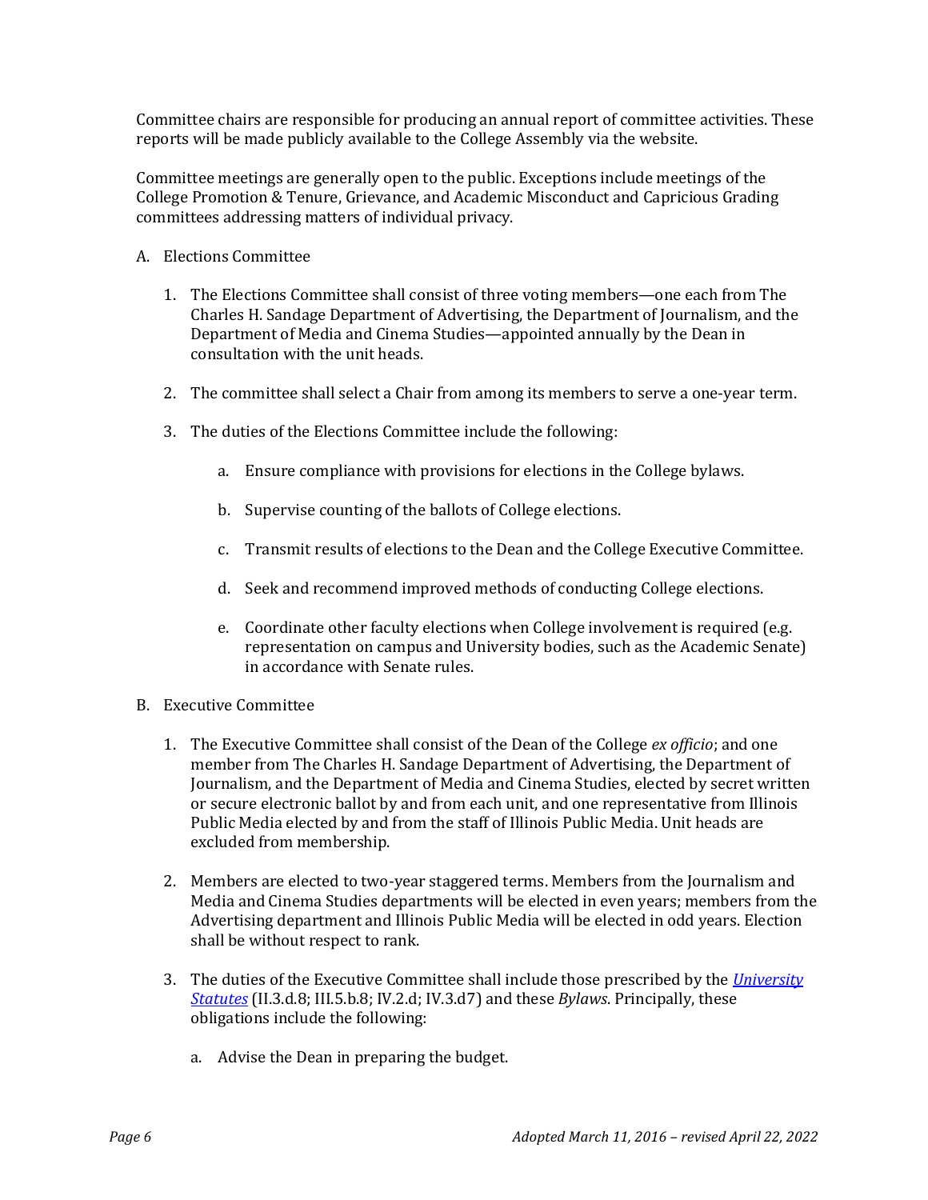Committee chairs are responsible for producing an annual report of committee activities. These reports will be made publicly available to the College Assembly via the website.

Committee meetings are generally open to the public. Exceptions include meetings of the College Promotion & Tenure, Grievance, and Academic Misconduct and Capricious Grading committees addressing matters of individual privacy.

A. Elections Committee

   1. The Elections Committee shall consist of three voting members—one each from The Charles H. Sandage Department of Advertising, the Department of Journalism, and the Department of Media and Cinema Studies—appointed annually by the Dean in consultation with the unit heads.

   2. The committee shall select a Chair from among its members to serve a one-year term.

   3. The duties of the Elections Committee include the following:

      a. Ensure compliance with provisions for elections in the College bylaws.

      b. Supervise counting of the ballots of College elections.

      c. Transmit results of elections to the Dean and the College Executive Committee.

      d. Seek and recommend improved methods of conducting College elections.

      e. Coordinate other faculty elections when College involvement is required (e.g. representation on campus and University bodies, such as the Academic Senate) in accordance with Senate rules.

B. Executive Committee

   1. The Executive Committee shall consist of the Dean of the College *ex officio*; and one member from The Charles H. Sandage Department of Advertising, the Department of Journalism, and the Department of Media and Cinema Studies, elected by secret written or secure electronic ballot by and from each unit, and one representative from Illinois Public Media elected by and from the staff of Illinois Public Media. Unit heads are excluded from membership.

   2. Members are elected to two-year staggered terms. Members from the Journalism and Media and Cinema Studies departments will be elected in even years; members from the Advertising department and Illinois Public Media will be elected in odd years. Election shall be without respect to rank.

   3. The duties of the Executive Committee shall include those prescribed by the *University Statutes* (II.3.d.8; III.5.b.8; IV.2.d; IV.3.d7) and these *Bylaws*. Principally, these obligations include the following:

      a. Advise the Dean in preparing the budget.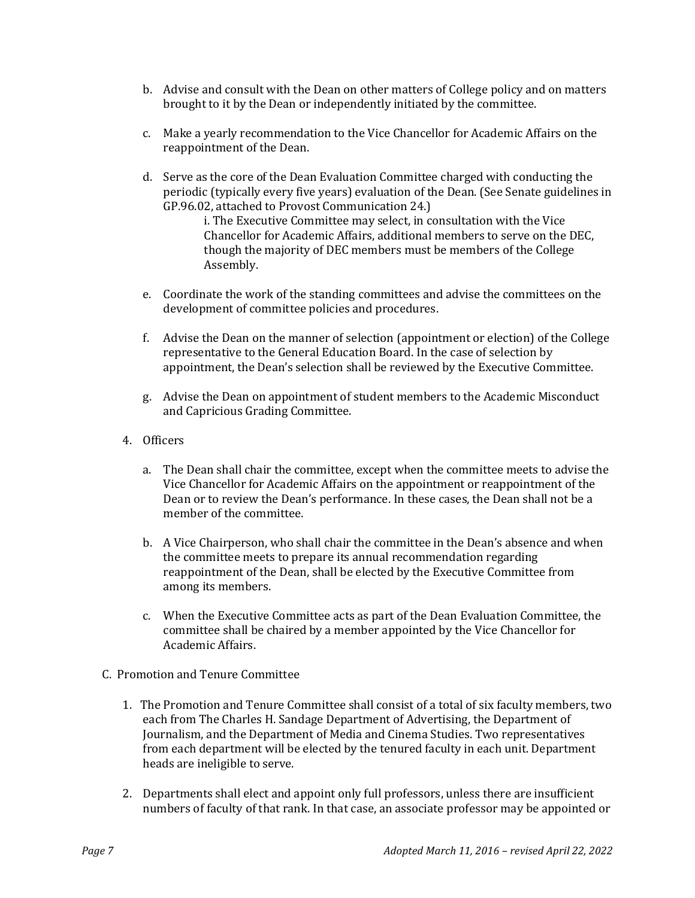b. Advise and consult with the Dean on other matters of College policy and on matters brought to it by the Dean or independently initiated by the committee.

c. Make a yearly recommendation to the Vice Chancellor for Academic Affairs on the reappointment of the Dean.

d. Serve as the core of the Dean Evaluation Committee charged with conducting the periodic (typically every five years) evaluation of the Dean. (See Senate guidelines in GP.96.02, attached to Provost Communication 24.)

   i. The Executive Committee may select, in consultation with the Vice Chancellor for Academic Affairs, additional members to serve on the DEC, though the majority of DEC members must be members of the College Assembly.

e. Coordinate the work of the standing committees and advise the committees on the development of committee policies and procedures.

f. Advise the Dean on the manner of selection (appointment or election) of the College representative to the General Education Board. In the case of selection by appointment, the Dean's selection shall be reviewed by the Executive Committee.

g. Advise the Dean on appointment of student members to the Academic Misconduct and Capricious Grading Committee.

4. Officers

   a. The Dean shall chair the committee, except when the committee meets to advise the Vice Chancellor for Academic Affairs on the appointment or reappointment of the Dean or to review the Dean's performance. In these cases, the Dean shall not be a member of the committee.

   b. A Vice Chairperson, who shall chair the committee in the Dean's absence and when the committee meets to prepare its annual recommendation regarding reappointment of the Dean, shall be elected by the Executive Committee from among its members.

   c. When the Executive Committee acts as part of the Dean Evaluation Committee, the committee shall be chaired by a member appointed by the Vice Chancellor for Academic Affairs.

C. Promotion and Tenure Committee

1. The Promotion and Tenure Committee shall consist of a total of six faculty members, two each from The Charles H. Sandage Department of Advertising, the Department of Journalism, and the Department of Media and Cinema Studies. Two representatives from each department will be elected by the tenured faculty in each unit. Department heads are ineligible to serve.

2. Departments shall elect and appoint only full professors, unless there are insufficient numbers of faculty of that rank. In that case, an associate professor may be appointed or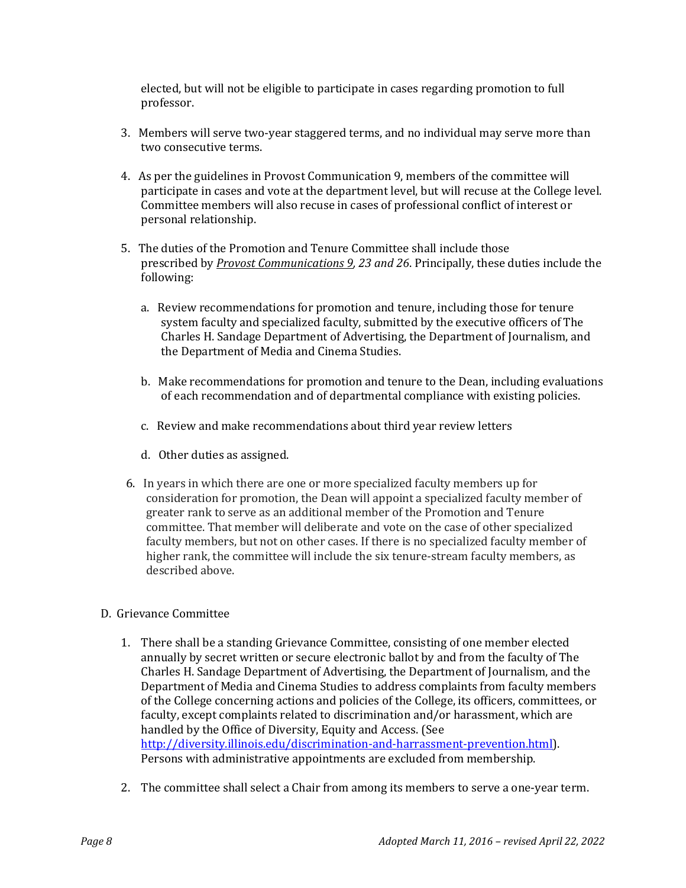elected, but will not be eligible to participate in cases regarding promotion to full professor.

3. Members will serve two-year staggered terms, and no individual may serve more than two consecutive terms.

4. As per the guidelines in Provost Communication 9, members of the committee will participate in cases and vote at the department level, but will recuse at the College level. Committee members will also recuse in cases of professional conflict of interest or personal relationship.

5. The duties of the Promotion and Tenure Committee shall include those prescribed by *Provost Communications 9, 23 and 26*. Principally, these duties include the following:

   a. Review recommendations for promotion and tenure, including those for tenure system faculty and specialized faculty, submitted by the executive officers of The Charles H. Sandage Department of Advertising, the Department of Journalism, and the Department of Media and Cinema Studies.

   b. Make recommendations for promotion and tenure to the Dean, including evaluations of each recommendation and of departmental compliance with existing policies.

   c. Review and make recommendations about third year review letters

   d. Other duties as assigned.

6. In years in which there are one or more specialized faculty members up for consideration for promotion, the Dean will appoint a specialized faculty member of greater rank to serve as an additional member of the Promotion and Tenure committee. That member will deliberate and vote on the case of other specialized faculty members, but not on other cases. If there is no specialized faculty member of higher rank, the committee will include the six tenure-stream faculty members, as described above.

D. Grievance Committee

1. There shall be a standing Grievance Committee, consisting of one member elected annually by secret written or secure electronic ballot by and from the faculty of The Charles H. Sandage Department of Advertising, the Department of Journalism, and the Department of Media and Cinema Studies to address complaints from faculty members of the College concerning actions and policies of the College, its officers, committees, or faculty, except complaints related to discrimination and/or harassment, which are handled by the Office of Diversity, Equity and Access. (See http://diversity.illinois.edu/discrimination-and-harrassment-prevention.html). Persons with administrative appointments are excluded from membership.

2. The committee shall select a Chair from among its members to serve a one-year term.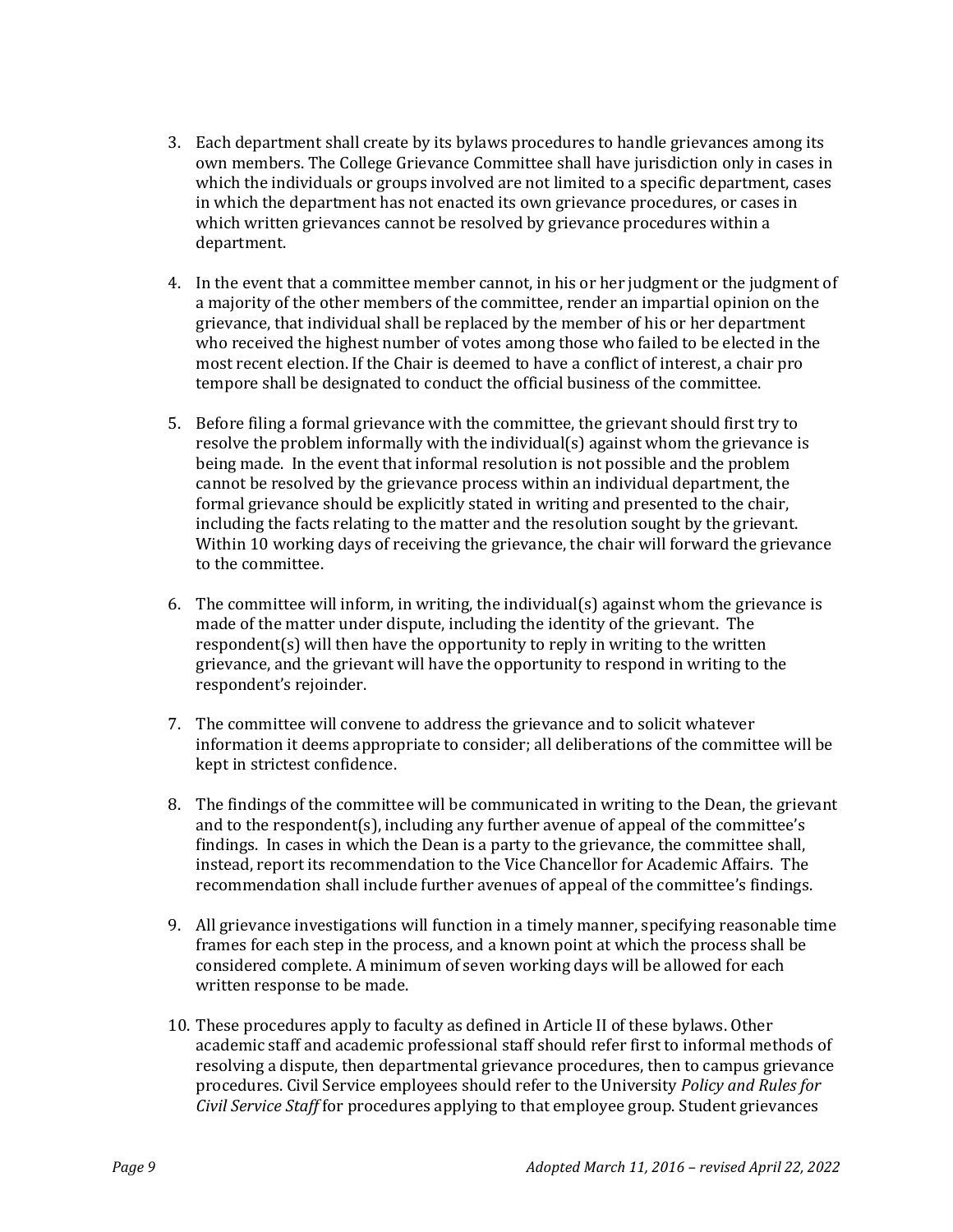3. Each department shall create by its bylaws procedures to handle grievances among its own members. The College Grievance Committee shall have jurisdiction only in cases in which the individuals or groups involved are not limited to a specific department, cases in which the department has not enacted its own grievance procedures, or cases in which written grievances cannot be resolved by grievance procedures within a department.

4. In the event that a committee member cannot, in his or her judgment or the judgment of a majority of the other members of the committee, render an impartial opinion on the grievance, that individual shall be replaced by the member of his or her department who received the highest number of votes among those who failed to be elected in the most recent election. If the Chair is deemed to have a conflict of interest, a chair pro tempore shall be designated to conduct the official business of the committee.

5. Before filing a formal grievance with the committee, the grievant should first try to resolve the problem informally with the individual(s) against whom the grievance is being made. In the event that informal resolution is not possible and the problem cannot be resolved by the grievance process within an individual department, the formal grievance should be explicitly stated in writing and presented to the chair, including the facts relating to the matter and the resolution sought by the grievant. Within 10 working days of receiving the grievance, the chair will forward the grievance to the committee.

6. The committee will inform, in writing, the individual(s) against whom the grievance is made of the matter under dispute, including the identity of the grievant. The respondent(s) will then have the opportunity to reply in writing to the written grievance, and the grievant will have the opportunity to respond in writing to the respondent's rejoinder.

7. The committee will convene to address the grievance and to solicit whatever information it deems appropriate to consider; all deliberations of the committee will be kept in strictest confidence.

8. The findings of the committee will be communicated in writing to the Dean, the grievant and to the respondent(s), including any further avenue of appeal of the committee's findings. In cases in which the Dean is a party to the grievance, the committee shall, instead, report its recommendation to the Vice Chancellor for Academic Affairs. The recommendation shall include further avenues of appeal of the committee's findings.

9. All grievance investigations will function in a timely manner, specifying reasonable time frames for each step in the process, and a known point at which the process shall be considered complete. A minimum of seven working days will be allowed for each written response to be made.

10. These procedures apply to faculty as defined in Article II of these bylaws. Other academic staff and academic professional staff should refer first to informal methods of resolving a dispute, then departmental grievance procedures, then to campus grievance procedures. Civil Service employees should refer to the University *Policy and Rules for Civil Service Staff* for procedures applying to that employee group. Student grievances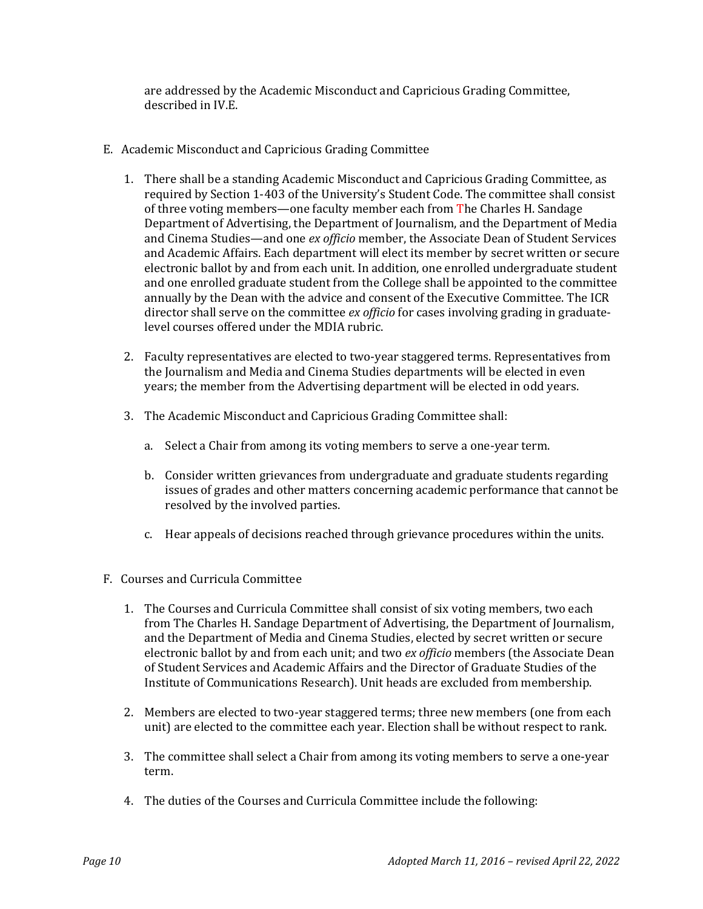are addressed by the Academic Misconduct and Capricious Grading Committee, described in IV.E.

E. Academic Misconduct and Capricious Grading Committee

   1. There shall be a standing Academic Misconduct and Capricious Grading Committee, as required by Section 1-403 of the University's Student Code. The committee shall consist of three voting members—one faculty member each from The Charles H. Sandage Department of Advertising, the Department of Journalism, and the Department of Media and Cinema Studies—and one *ex officio* member, the Associate Dean of Student Services and Academic Affairs. Each department will elect its member by secret written or secure electronic ballot by and from each unit. In addition, one enrolled undergraduate student and one enrolled graduate student from the College shall be appointed to the committee annually by the Dean with the advice and consent of the Executive Committee. The ICR director shall serve on the committee *ex officio* for cases involving grading in graduate-level courses offered under the MDIA rubric.

   2. Faculty representatives are elected to two-year staggered terms. Representatives from the Journalism and Media and Cinema Studies departments will be elected in even years; the member from the Advertising department will be elected in odd years.

   3. The Academic Misconduct and Capricious Grading Committee shall:

      a. Select a Chair from among its voting members to serve a one-year term.

      b. Consider written grievances from undergraduate and graduate students regarding issues of grades and other matters concerning academic performance that cannot be resolved by the involved parties.

      c. Hear appeals of decisions reached through grievance procedures within the units.

F. Courses and Curricula Committee

   1. The Courses and Curricula Committee shall consist of six voting members, two each from The Charles H. Sandage Department of Advertising, the Department of Journalism, and the Department of Media and Cinema Studies, elected by secret written or secure electronic ballot by and from each unit; and two *ex officio* members (the Associate Dean of Student Services and Academic Affairs and the Director of Graduate Studies of the Institute of Communications Research). Unit heads are excluded from membership.

   2. Members are elected to two-year staggered terms; three new members (one from each unit) are elected to the committee each year. Election shall be without respect to rank.

   3. The committee shall select a Chair from among its voting members to serve a one-year term.

   4. The duties of the Courses and Curricula Committee include the following: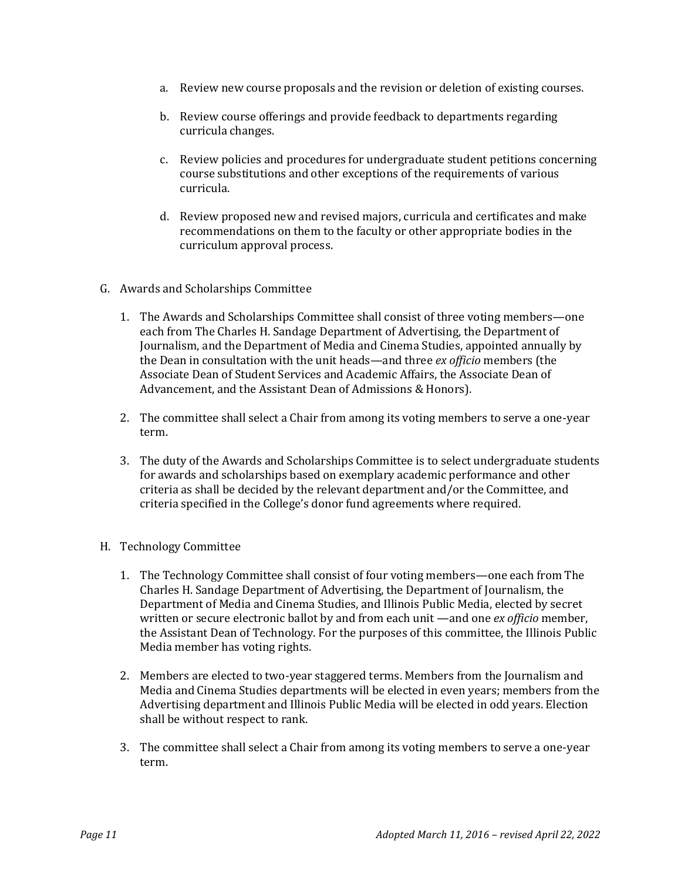a. Review new course proposals and the revision or deletion of existing courses.

b. Review course offerings and provide feedback to departments regarding curricula changes.

c. Review policies and procedures for undergraduate student petitions concerning course substitutions and other exceptions of the requirements of various curricula.

d. Review proposed new and revised majors, curricula and certificates and make recommendations on them to the faculty or other appropriate bodies in the curriculum approval process.

G. Awards and Scholarships Committee

1. The Awards and Scholarships Committee shall consist of three voting members—one each from The Charles H. Sandage Department of Advertising, the Department of Journalism, and the Department of Media and Cinema Studies, appointed annually by the Dean in consultation with the unit heads—and three *ex officio* members (the Associate Dean of Student Services and Academic Affairs, the Associate Dean of Advancement, and the Assistant Dean of Admissions & Honors).

2. The committee shall select a Chair from among its voting members to serve a one-year term.

3. The duty of the Awards and Scholarships Committee is to select undergraduate students for awards and scholarships based on exemplary academic performance and other criteria as shall be decided by the relevant department and/or the Committee, and criteria specified in the College's donor fund agreements where required.

H. Technology Committee

1. The Technology Committee shall consist of four voting members—one each from The Charles H. Sandage Department of Advertising, the Department of Journalism, the Department of Media and Cinema Studies, and Illinois Public Media, elected by secret written or secure electronic ballot by and from each unit —and one *ex officio* member, the Assistant Dean of Technology. For the purposes of this committee, the Illinois Public Media member has voting rights.

2. Members are elected to two-year staggered terms. Members from the Journalism and Media and Cinema Studies departments will be elected in even years; members from the Advertising department and Illinois Public Media will be elected in odd years. Election shall be without respect to rank.

3. The committee shall select a Chair from among its voting members to serve a one-year term.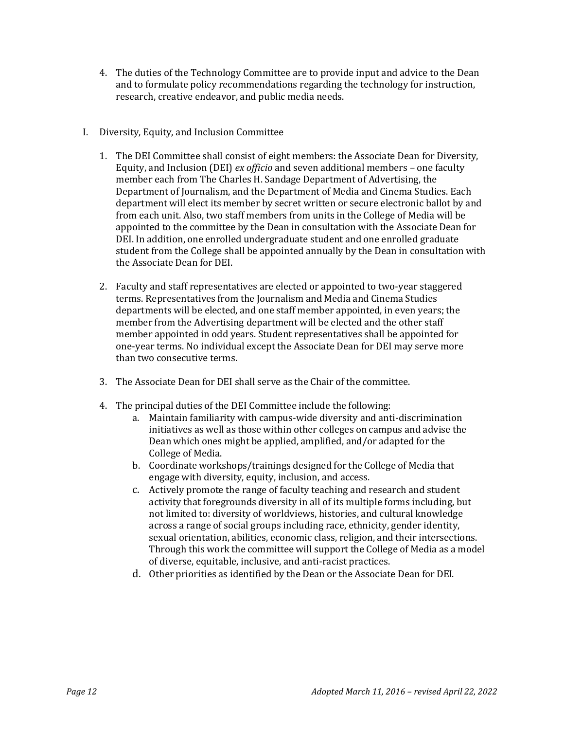4. The duties of the Technology Committee are to provide input and advice to the Dean and to formulate policy recommendations regarding the technology for instruction, research, creative endeavor, and public media needs.

## I. Diversity, Equity, and Inclusion Committee

1. The DEI Committee shall consist of eight members: the Associate Dean for Diversity, Equity, and Inclusion (DEI) *ex officio* and seven additional members – one faculty member each from The Charles H. Sandage Department of Advertising, the Department of Journalism, and the Department of Media and Cinema Studies. Each department will elect its member by secret written or secure electronic ballot by and from each unit. Also, two staff members from units in the College of Media will be appointed to the committee by the Dean in consultation with the Associate Dean for DEI. In addition, one enrolled undergraduate student and one enrolled graduate student from the College shall be appointed annually by the Dean in consultation with the Associate Dean for DEI.

2. Faculty and staff representatives are elected or appointed to two-year staggered terms. Representatives from the Journalism and Media and Cinema Studies departments will be elected, and one staff member appointed, in even years; the member from the Advertising department will be elected and the other staff member appointed in odd years. Student representatives shall be appointed for one-year terms. No individual except the Associate Dean for DEI may serve more than two consecutive terms.

3. The Associate Dean for DEI shall serve as the Chair of the committee.

4. The principal duties of the DEI Committee include the following:
   a. Maintain familiarity with campus-wide diversity and anti-discrimination initiatives as well as those within other colleges on campus and advise the Dean which ones might be applied, amplified, and/or adapted for the College of Media.
   b. Coordinate workshops/trainings designed for the College of Media that engage with diversity, equity, inclusion, and access.
   c. Actively promote the range of faculty teaching and research and student activity that foregrounds diversity in all of its multiple forms including, but not limited to: diversity of worldviews, histories, and cultural knowledge across a range of social groups including race, ethnicity, gender identity, sexual orientation, abilities, economic class, religion, and their intersections. Through this work the committee will support the College of Media as a model of diverse, equitable, inclusive, and anti-racist practices.
   d. Other priorities as identified by the Dean or the Associate Dean for DEI.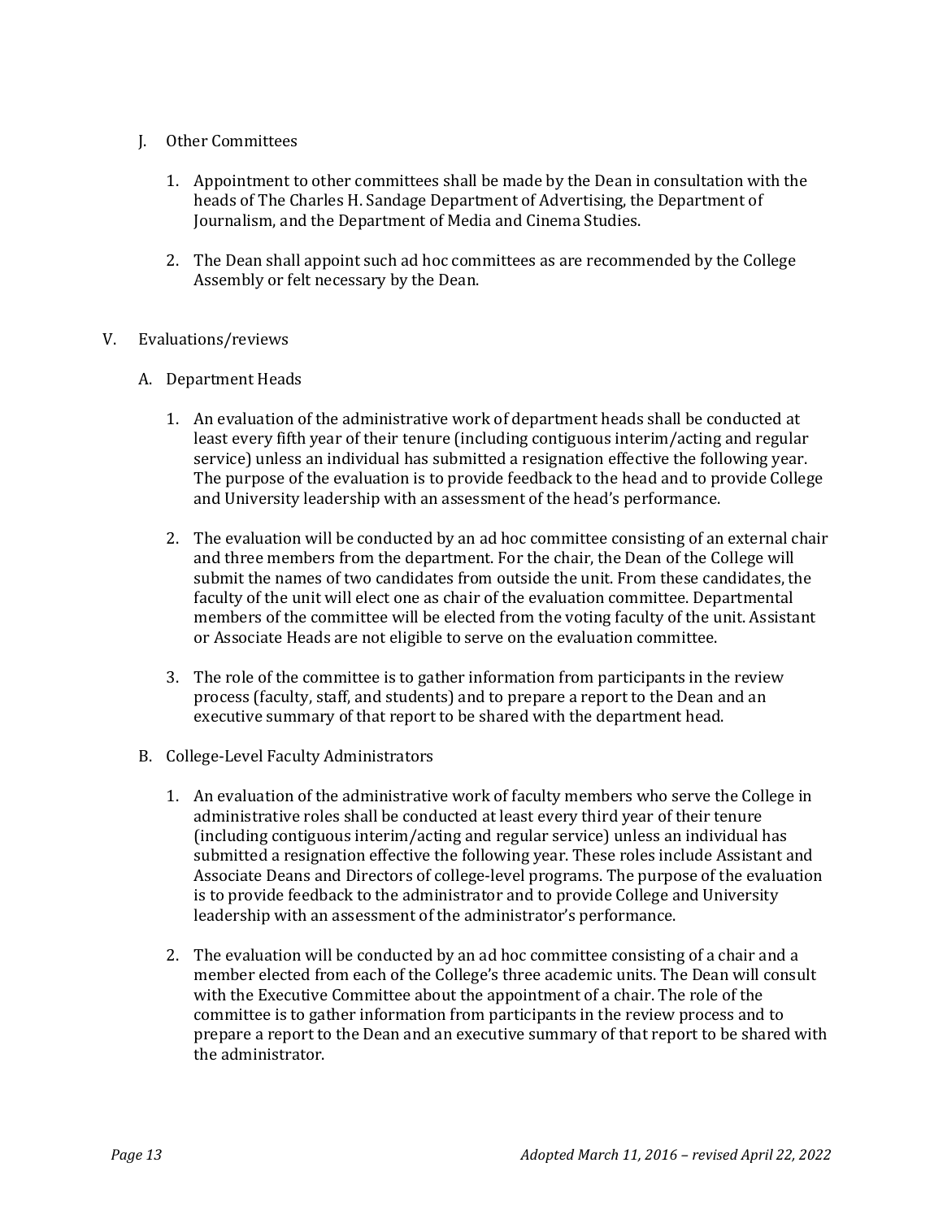J. Other Committees

1. Appointment to other committees shall be made by the Dean in consultation with the heads of The Charles H. Sandage Department of Advertising, the Department of Journalism, and the Department of Media and Cinema Studies.

2. The Dean shall appoint such ad hoc committees as are recommended by the College Assembly or felt necessary by the Dean.

V. Evaluations/reviews

A. Department Heads

1. An evaluation of the administrative work of department heads shall be conducted at least every fifth year of their tenure (including contiguous interim/acting and regular service) unless an individual has submitted a resignation effective the following year. The purpose of the evaluation is to provide feedback to the head and to provide College and University leadership with an assessment of the head's performance.

2. The evaluation will be conducted by an ad hoc committee consisting of an external chair and three members from the department. For the chair, the Dean of the College will submit the names of two candidates from outside the unit. From these candidates, the faculty of the unit will elect one as chair of the evaluation committee. Departmental members of the committee will be elected from the voting faculty of the unit. Assistant or Associate Heads are not eligible to serve on the evaluation committee.

3. The role of the committee is to gather information from participants in the review process (faculty, staff, and students) and to prepare a report to the Dean and an executive summary of that report to be shared with the department head.

B. College-Level Faculty Administrators

1. An evaluation of the administrative work of faculty members who serve the College in administrative roles shall be conducted at least every third year of their tenure (including contiguous interim/acting and regular service) unless an individual has submitted a resignation effective the following year. These roles include Assistant and Associate Deans and Directors of college-level programs. The purpose of the evaluation is to provide feedback to the administrator and to provide College and University leadership with an assessment of the administrator's performance.

2. The evaluation will be conducted by an ad hoc committee consisting of a chair and a member elected from each of the College's three academic units. The Dean will consult with the Executive Committee about the appointment of a chair. The role of the committee is to gather information from participants in the review process and to prepare a report to the Dean and an executive summary of that report to be shared with the administrator.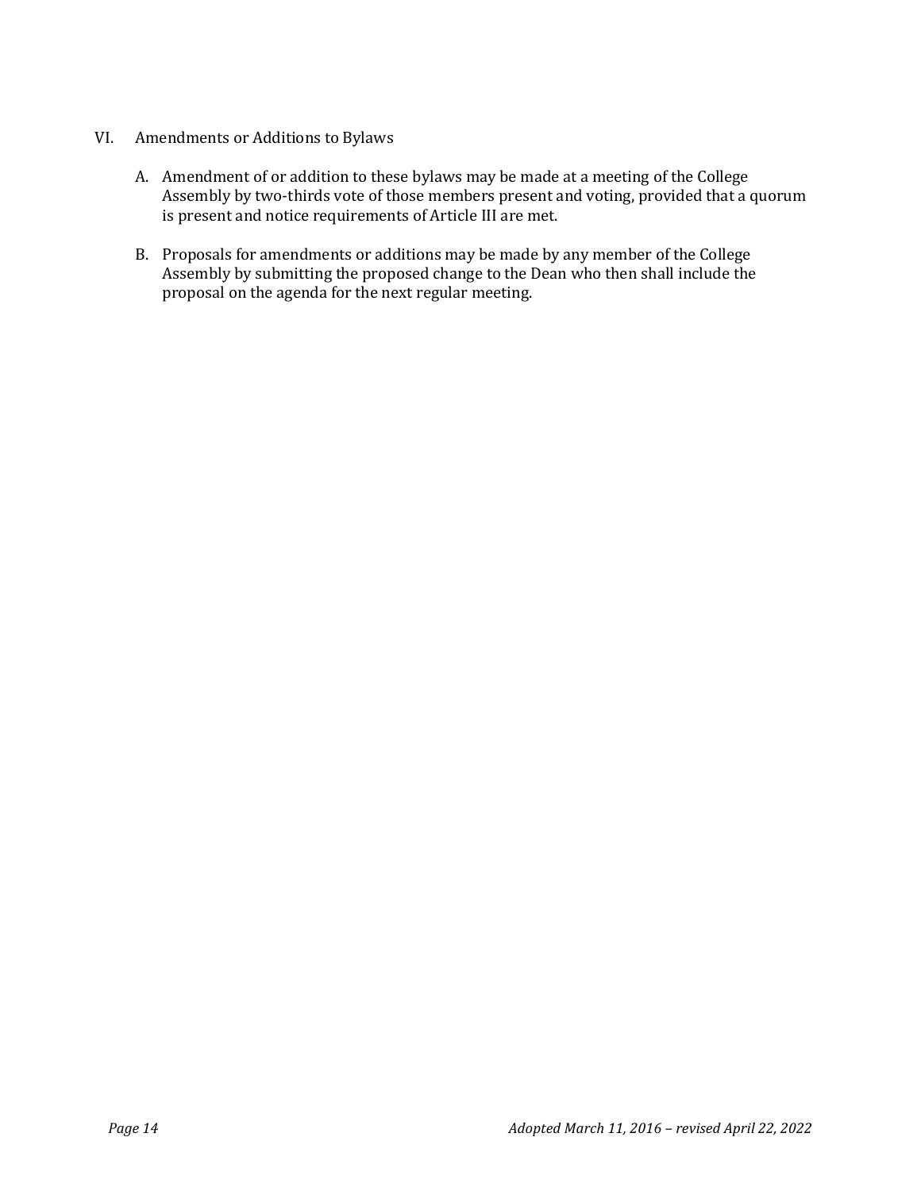## VI. Amendments or Additions to Bylaws

A. Amendment of or addition to these bylaws may be made at a meeting of the College Assembly by two-thirds vote of those members present and voting, provided that a quorum is present and notice requirements of Article III are met.

B. Proposals for amendments or additions may be made by any member of the College Assembly by submitting the proposed change to the Dean who then shall include the proposal on the agenda for the next regular meeting.